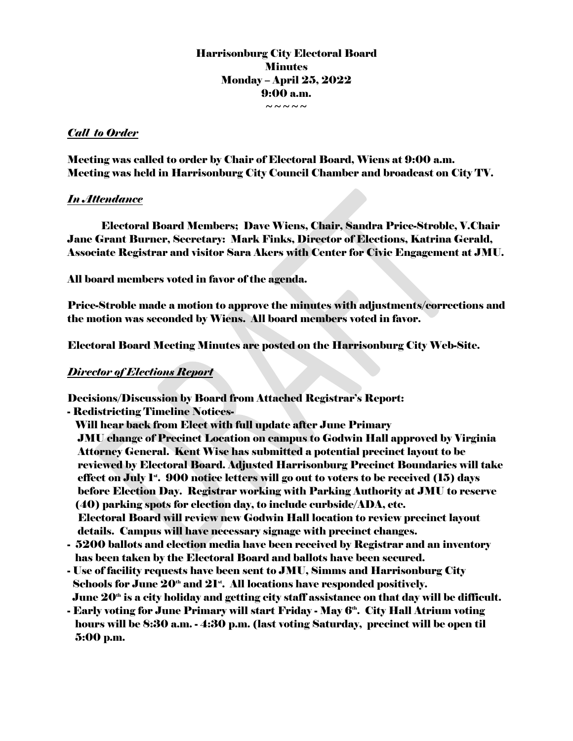# Harrisonburg City Electoral Board
## Minutes
## Monday – April 25, 2022
## 9:00 a.m.
~ ~ ~ ~ ~

***Call to Order***

Meeting was called to order by Chair of Electoral Board, Wiens at 9:00 a.m.
Meeting was held in Harrisonburg City Council Chamber and broadcast on City TV.

***In Attendance***

Electoral Board Members; Dave Wiens, Chair, Sandra Price-Stroble, V.Chair Jane Grant Burner, Secretary: Mark Finks, Director of Elections, Katrina Gerald, Associate Registrar and visitor Sara Akers with Center for Civic Engagement at JMU.

All board members voted in favor of the agenda.

Price-Stroble made a motion to approve the minutes with adjustments/corrections and the motion was seconded by Wiens. All board members voted in favor.

Electoral Board Meeting Minutes are posted on the Harrisonburg City Web-Site.

***Director of Elections Report***

Decisions/Discussion by Board from Attached Registrar's Report:

- Redistricting Timeline Notices-
  Will hear back from Elect with full update after June Primary
  JMU change of Precinct Location on campus to Godwin Hall approved by Virginia Attorney General. Kent Wise has submitted a potential precinct layout to be reviewed by Electoral Board. Adjusted Harrisonburg Precinct Boundaries will take effect on July 1st. 900 notice letters will go out to voters to be received (15) days before Election Day. Registrar working with Parking Authority at JMU to reserve (40) parking spots for election day, to include curbside/ADA, etc.
  Electoral Board will review new Godwin Hall location to review precinct layout details. Campus will have necessary signage with precinct changes.
- 5200 ballots and election media have been received by Registrar and an inventory has been taken by the Electoral Board and ballots have been secured.
- Use of facility requests have been sent to JMU, Simms and Harrisonburg City Schools for June 20th and 21st. All locations have responded positively.
  June 20th is a city holiday and getting city staff assistance on that day will be difficult.
- Early voting for June Primary will start Friday - May 6th. City Hall Atrium voting hours will be 8:30 a.m. - 4:30 p.m. (last voting Saturday, precinct will be open til 5:00 p.m.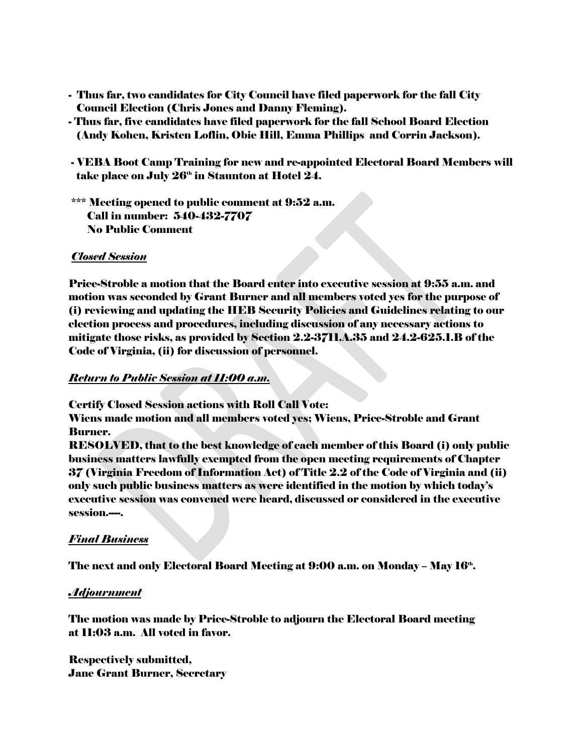- Thus far, two candidates for City Council have filed paperwork for the fall City Council Election (Chris Jones and Danny Fleming).
- Thus far, five candidates have filed paperwork for the fall School Board Election (Andy Kohen, Kristen Loflin, Obie Hill, Emma Phillips and Corrin Jackson).

- VEBA Boot Camp Training for new and re-appointed Electoral Board Members will take place on July 26th in Staunton at Hotel 24.

*** Meeting opened to public comment at 9:52 a.m.
Call in number: 540-432-7707
No Public Comment

***Closed Session***

Price-Stroble a motion that the Board enter into executive session at 9:55 a.m. and motion was seconded by Grant Burner and all members voted yes for the purpose of (i) reviewing and updating the HEB Security Policies and Guidelines relating to our election process and procedures, including discussion of any necessary actions to mitigate those risks, as provided by Section 2.2-3711.A.35 and 24.2-625.1.B of the Code of Virginia, (ii) for discussion of personnel.

***Return to Public Session at 11:00 a.m.***

Certify Closed Session actions with Roll Call Vote:
Wiens made motion and all members voted yes; Wiens, Price-Stroble and Grant Burner.
RESOLVED, that to the best knowledge of each member of this Board (i) only public business matters lawfully exempted from the open meeting requirements of Chapter 37 (Virginia Freedom of Information Act) of Title 2.2 of the Code of Virginia and (ii) only such public business matters as were identified in the motion by which today's executive session was convened were heard, discussed or considered in the executive session.----.

***Final Business***

The next and only Electoral Board Meeting at 9:00 a.m. on Monday – May 16th.

***Adjournment***

The motion was made by Price-Stroble to adjourn the Electoral Board meeting at 11:03 a.m. All voted in favor.

Respectively submitted,
Jane Grant Burner, Secretary